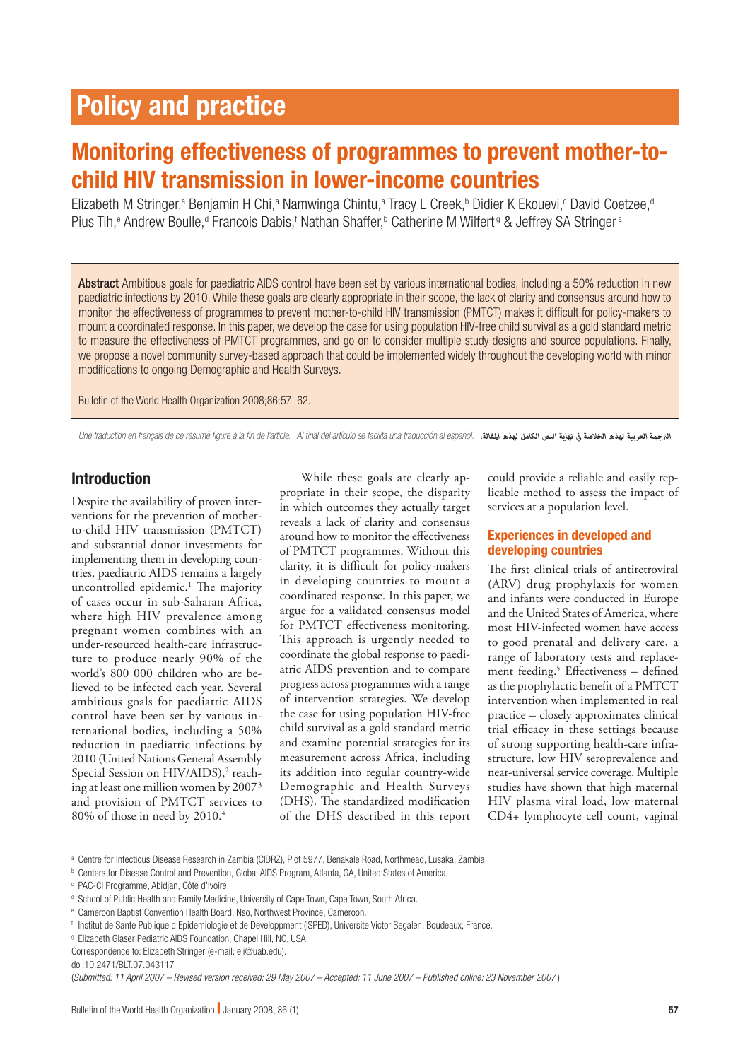# Policy and practice

## Monitoring effectiveness of programmes to prevent mother-to-child HIV transmission in lower-income countries

Elizabeth M Stringer,[a] Benjamin H Chi,[a] Namwinga Chintu,[a] Tracy L Creek,[b] Didier K Ekouevi,[c] David Coetzee,[d] Pius Tih,[e] Andrew Boulle,[d] Francois Dabis,[f] Nathan Shaffer,[b] Catherine M Wilfert[g] & Jeffrey SA Stringer[a]

**Abstract** Ambitious goals for paediatric AIDS control have been set by various international bodies, including a 50% reduction in new paediatric infections by 2010. While these goals are clearly appropriate in their scope, the lack of clarity and consensus around how to monitor the effectiveness of programmes to prevent mother-to-child HIV transmission (PMTCT) makes it difficult for policy-makers to mount a coordinated response. In this paper, we develop the case for using population HIV-free child survival as a gold standard metric to measure the effectiveness of PMTCT programmes, and go on to consider multiple study designs and source populations. Finally, we propose a novel community survey-based approach that could be implemented widely throughout the developing world with minor modifications to ongoing Demographic and Health Surveys.

Bulletin of the World Health Organization 2008;86:57–62.

*Une traduction en français de ce résumé figure à la fin de l'article. Al final del artículo se facilita una traducción al español.* الترجمة العربية لهذه الخلاصة في نهاية النص الكامل لهذه المقالة.

## Introduction

Despite the availability of proven interventions for the prevention of mother-to-child HIV transmission (PMTCT) and substantial donor investments for implementing them in developing countries, paediatric AIDS remains a largely uncontrolled epidemic.[1] The majority of cases occur in sub-Saharan Africa, where high HIV prevalence among pregnant women combines with an under-resourced health-care infrastructure to produce nearly 90% of the world's 800 000 children who are believed to be infected each year. Several ambitious goals for paediatric AIDS control have been set by various international bodies, including a 50% reduction in paediatric infections by 2010 (United Nations General Assembly Special Session on HIV/AIDS),[2] reaching at least one million women by 2007[3] and provision of PMTCT services to 80% of those in need by 2010.[4]

While these goals are clearly appropriate in their scope, the disparity in which outcomes they actually target reveals a lack of clarity and consensus around how to monitor the effectiveness of PMTCT programmes. Without this clarity, it is difficult for policy-makers in developing countries to mount a coordinated response. In this paper, we argue for a validated consensus model for PMTCT effectiveness monitoring. This approach is urgently needed to coordinate the global response to paediatric AIDS prevention and to compare progress across programmes with a range of intervention strategies. We develop the case for using population HIV-free child survival as a gold standard metric and examine potential strategies for its measurement across Africa, including its addition into regular country-wide Demographic and Health Surveys (DHS). The standardized modification of the DHS described in this report could provide a reliable and easily replicable method to assess the impact of services at a population level.

### Experiences in developed and developing countries

The first clinical trials of antiretroviral (ARV) drug prophylaxis for women and infants were conducted in Europe and the United States of America, where most HIV-infected women have access to good prenatal and delivery care, a range of laboratory tests and replacement feeding.[5] Effectiveness – defined as the prophylactic benefit of a PMTCT intervention when implemented in real practice – closely approximates clinical trial efficacy in these settings because of strong supporting health-care infrastructure, low HIV seroprevalence and near-universal service coverage. Multiple studies have shown that high maternal HIV plasma viral load, low maternal CD4+ lymphocyte cell count, vaginal

[a] Centre for Infectious Disease Research in Zambia (CIDRZ), Plot 5977, Benakale Road, Northmead, Lusaka, Zambia.

[b] Centers for Disease Control and Prevention, Global AIDS Program, Atlanta, GA, United States of America.

[c] PAC-CI Programme, Abidjan, Côte d'Ivoire.

[d] School of Public Health and Family Medicine, University of Cape Town, Cape Town, South Africa.

[e] Cameroon Baptist Convention Health Board, Nso, Northwest Province, Cameroon.

[f] Institut de Sante Publique d'Epidemiologie et de Developpment (ISPED), Universite Victor Segalen, Boudeaux, France.

[g] Elizabeth Glaser Pediatric AIDS Foundation, Chapel Hill, NC, USA.

Correspondence to: Elizabeth Stringer (e-mail: eli@uab.edu).

doi:10.2471/BLT.07.043117

(*Submitted: 11 April 2007 – Revised version received: 29 May 2007 – Accepted: 11 June 2007 – Published online: 23 November 2007*)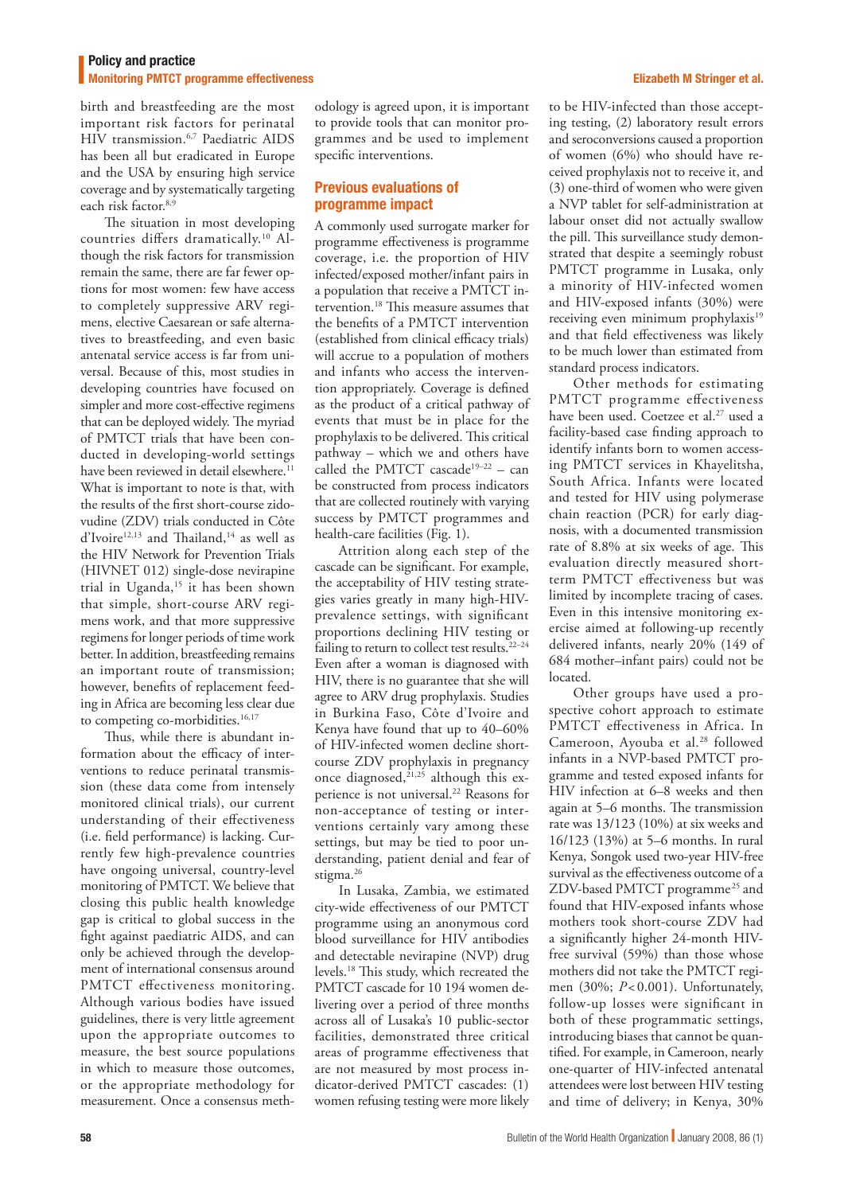birth and breastfeeding are the most important risk factors for perinatal HIV transmission.[6,7] Paediatric AIDS has been all but eradicated in Europe and the USA by ensuring high service coverage and by systematically targeting each risk factor.[8,9]

The situation in most developing countries differs dramatically.[10] Although the risk factors for transmission remain the same, there are far fewer options for most women: few have access to completely suppressive ARV regimens, elective Caesarean or safe alternatives to breastfeeding, and even basic antenatal service access is far from universal. Because of this, most studies in developing countries have focused on simpler and more cost-effective regimens that can be deployed widely. The myriad of PMTCT trials that have been conducted in developing-world settings have been reviewed in detail elsewhere.[11] What is important to note is that, with the results of the first short-course zidovudine (ZDV) trials conducted in Côte d'Ivoire[12,13] and Thailand,[14] as well as the HIV Network for Prevention Trials (HIVNET 012) single-dose nevirapine trial in Uganda,[15] it has been shown that simple, short-course ARV regimens work, and that more suppressive regimens for longer periods of time work better. In addition, breastfeeding remains an important route of transmission; however, benefits of replacement feeding in Africa are becoming less clear due to competing co-morbidities.[16,17]

Thus, while there is abundant information about the efficacy of interventions to reduce perinatal transmission (these data come from intensely monitored clinical trials), our current understanding of their effectiveness (i.e. field performance) is lacking. Currently few high-prevalence countries have ongoing universal, country-level monitoring of PMTCT. We believe that closing this public health knowledge gap is critical to global success in the fight against paediatric AIDS, and can only be achieved through the development of international consensus around PMTCT effectiveness monitoring. Although various bodies have issued guidelines, there is very little agreement upon the appropriate outcomes to measure, the best source populations in which to measure those outcomes, or the appropriate methodology for measurement. Once a consensus methodology is agreed upon, it is important to provide tools that can monitor programmes and be used to implement specific interventions.

## Previous evaluations of programme impact

A commonly used surrogate marker for programme effectiveness is programme coverage, i.e. the proportion of HIV infected/exposed mother/infant pairs in a population that receive a PMTCT intervention.[18] This measure assumes that the benefits of a PMTCT intervention (established from clinical efficacy trials) will accrue to a population of mothers and infants who access the intervention appropriately. Coverage is defined as the product of a critical pathway of events that must be in place for the prophylaxis to be delivered. This critical pathway – which we and others have called the PMTCT cascade[19–22] – can be constructed from process indicators that are collected routinely with varying success by PMTCT programmes and health-care facilities (Fig. 1).

Attrition along each step of the cascade can be significant. For example, the acceptability of HIV testing strategies varies greatly in many high-HIV-prevalence settings, with significant proportions declining HIV testing or failing to return to collect test results.[22–24] Even after a woman is diagnosed with HIV, there is no guarantee that she will agree to ARV drug prophylaxis. Studies in Burkina Faso, Côte d'Ivoire and Kenya have found that up to 40–60% of HIV-infected women decline short-course ZDV prophylaxis in pregnancy once diagnosed,[21,25] although this experience is not universal.[22] Reasons for non-acceptance of testing or interventions certainly vary among these settings, but may be tied to poor understanding, patient denial and fear of stigma.[26]

In Lusaka, Zambia, we estimated city-wide effectiveness of our PMTCT programme using an anonymous cord blood surveillance for HIV antibodies and detectable nevirapine (NVP) drug levels.[18] This study, which recreated the PMTCT cascade for 10 194 women delivering over a period of three months across all of Lusaka's 10 public-sector facilities, demonstrated three critical areas of programme effectiveness that are not measured by most process indicator-derived PMTCT cascades: (1) women refusing testing were more likely to be HIV-infected than those accepting testing, (2) laboratory result errors and seroconversions caused a proportion of women (6%) who should have received prophylaxis not to receive it, and (3) one-third of women who were given a NVP tablet for self-administration at labour onset did not actually swallow the pill. This surveillance study demonstrated that despite a seemingly robust PMTCT programme in Lusaka, only a minority of HIV-infected women and HIV-exposed infants (30%) were receiving even minimum prophylaxis[19] and that field effectiveness was likely to be much lower than estimated from standard process indicators.

Other methods for estimating PMTCT programme effectiveness have been used. Coetzee et al.[27] used a facility-based case finding approach to identify infants born to women accessing PMTCT services in Khayelitsha, South Africa. Infants were located and tested for HIV using polymerase chain reaction (PCR) for early diagnosis, with a documented transmission rate of 8.8% at six weeks of age. This evaluation directly measured short-term PMTCT effectiveness but was limited by incomplete tracing of cases. Even in this intensive monitoring exercise aimed at following-up recently delivered infants, nearly 20% (149 of 684 mother–infant pairs) could not be located.

Other groups have used a prospective cohort approach to estimate PMTCT effectiveness in Africa. In Cameroon, Ayouba et al.[28] followed infants in a NVP-based PMTCT programme and tested exposed infants for HIV infection at 6–8 weeks and then again at 5–6 months. The transmission rate was 13/123 (10%) at six weeks and 16/123 (13%) at 5–6 months. In rural Kenya, Songok used two-year HIV-free survival as the effectiveness outcome of a ZDV-based PMTCT programme[25] and found that HIV-exposed infants whose mothers took short-course ZDV had a significantly higher 24-month HIV-free survival (59%) than those whose mothers did not take the PMTCT regimen (30%; $P < 0.001$). Unfortunately, follow-up losses were significant in both of these programmatic settings, introducing biases that cannot be quantified. For example, in Cameroon, nearly one-quarter of HIV-infected antenatal attendees were lost between HIV testing and time of delivery; in Kenya, 30%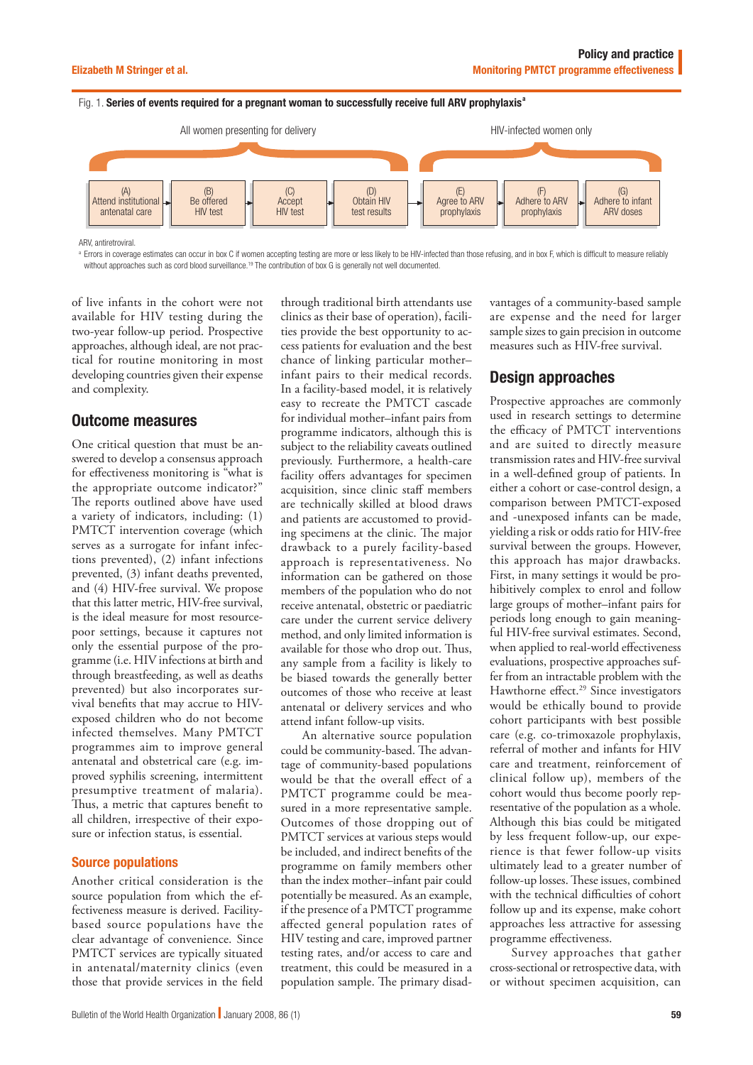Fig. 1. **Series of events required for a pregnant woman to successfully receive full ARV prophylaxis**[a]

All women presenting for delivery

HIV-infected women only

(A) Attend institutional antenatal care

(B) Be offered HIV test

(C) Accept HIV test

(D) Obtain HIV test results

(E) Agree to ARV prophylaxis

(F) Adhere to ARV prophylaxis

(G) Adhere to infant ARV doses

ARV, antiretroviral.

[a] Errors in coverage estimates can occur in box C if women accepting testing are more or less likely to be HIV-infected than those refusing, and in box F, which is difficult to measure reliably without approaches such as cord blood surveillance.[19] The contribution of box G is generally not well documented.

of live infants in the cohort were not available for HIV testing during the two-year follow-up period. Prospective approaches, although ideal, are not practical for routine monitoring in most developing countries given their expense and complexity.

## Outcome measures

One critical question that must be answered to develop a consensus approach for effectiveness monitoring is "what is the appropriate outcome indicator?" The reports outlined above have used a variety of indicators, including: (1) PMTCT intervention coverage (which serves as a surrogate for infant infections prevented), (2) infant infections prevented, (3) infant deaths prevented, and (4) HIV-free survival. We propose that this latter metric, HIV-free survival, is the ideal measure for most resource-poor settings, because it captures not only the essential purpose of the programme (i.e. HIV infections at birth and through breastfeeding, as well as deaths prevented) but also incorporates survival benefits that may accrue to HIV-exposed children who do not become infected themselves. Many PMTCT programmes aim to improve general antenatal and obstetrical care (e.g. improved syphilis screening, intermittent presumptive treatment of malaria). Thus, a metric that captures benefit to all children, irrespective of their exposure or infection status, is essential.

### Source populations

Another critical consideration is the source population from which the effectiveness measure is derived. Facility-based source populations have the clear advantage of convenience. Since PMTCT services are typically situated in antenatal/maternity clinics (even those that provide services in the field through traditional birth attendants use clinics as their base of operation), facilities provide the best opportunity to access patients for evaluation and the best chance of linking particular mother–infant pairs to their medical records. In a facility-based model, it is relatively easy to recreate the PMTCT cascade for individual mother–infant pairs from programme indicators, although this is subject to the reliability caveats outlined previously. Furthermore, a health-care facility offers advantages for specimen acquisition, since clinic staff members are technically skilled at blood draws and patients are accustomed to providing specimens at the clinic. The major drawback to a purely facility-based approach is representativeness. No information can be gathered on those members of the population who do not receive antenatal, obstetric or paediatric care under the current service delivery method, and only limited information is available for those who drop out. Thus, any sample from a facility is likely to be biased towards the generally better outcomes of those who receive at least antenatal or delivery services and who attend infant follow-up visits.

An alternative source population could be community-based. The advantage of community-based populations would be that the overall effect of a PMTCT programme could be measured in a more representative sample. Outcomes of those dropping out of PMTCT services at various steps would be included, and indirect benefits of the programme on family members other than the index mother–infant pair could potentially be measured. As an example, if the presence of a PMTCT programme affected general population rates of HIV testing and care, improved partner testing rates, and/or access to care and treatment, this could be measured in a population sample. The primary disadvantages of a community-based sample are expense and the need for larger sample sizes to gain precision in outcome measures such as HIV-free survival.

## Design approaches

Prospective approaches are commonly used in research settings to determine the efficacy of PMTCT interventions and are suited to directly measure transmission rates and HIV-free survival in a well-defined group of patients. In either a cohort or case-control design, a comparison between PMTCT-exposed and -unexposed infants can be made, yielding a risk or odds ratio for HIV-free survival between the groups. However, this approach has major drawbacks. First, in many settings it would be prohibitively complex to enrol and follow large groups of mother–infant pairs for periods long enough to gain meaningful HIV-free survival estimates. Second, when applied to real-world effectiveness evaluations, prospective approaches suffer from an intractable problem with the Hawthorne effect.[29] Since investigators would be ethically bound to provide cohort participants with best possible care (e.g. co-trimoxazole prophylaxis, referral of mother and infants for HIV care and treatment, reinforcement of clinical follow up), members of the cohort would thus become poorly representative of the population as a whole. Although this bias could be mitigated by less frequent follow-up, our experience is that fewer follow-up visits ultimately lead to a greater number of follow-up losses. These issues, combined with the technical difficulties of cohort follow up and its expense, make cohort approaches less attractive for assessing programme effectiveness.

Survey approaches that gather cross-sectional or retrospective data, with or without specimen acquisition, can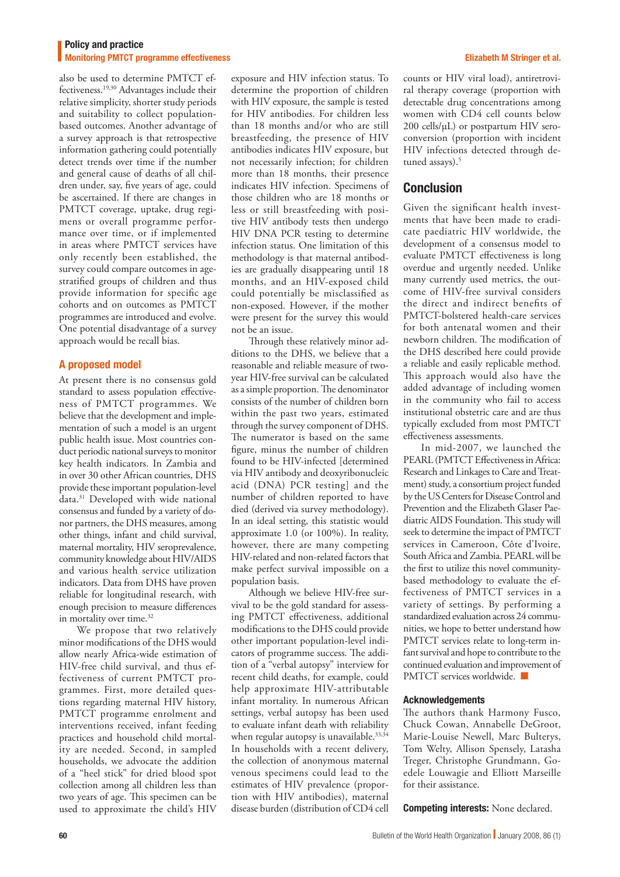also be used to determine PMTCT effectiveness.[19,30] Advantages include their relative simplicity, shorter study periods and suitability to collect population-based outcomes. Another advantage of a survey approach is that retrospective information gathering could potentially detect trends over time if the number and general cause of deaths of all children under, say, five years of age, could be ascertained. If there are changes in PMTCT coverage, uptake, drug regimens or overall programme performance over time, or if implemented in areas where PMTCT services have only recently been established, the survey could compare outcomes in age-stratified groups of children and thus provide information for specific age cohorts and on outcomes as PMTCT programmes are introduced and evolve. One potential disadvantage of a survey approach would be recall bias.

## A proposed model

At present there is no consensus gold standard to assess population effectiveness of PMTCT programmes. We believe that the development and implementation of such a model is an urgent public health issue. Most countries conduct periodic national surveys to monitor key health indicators. In Zambia and in over 30 other African countries, DHS provide these important population-level data.[31] Developed with wide national consensus and funded by a variety of donor partners, the DHS measures, among other things, infant and child survival, maternal mortality, HIV seroprevalence, community knowledge about HIV/AIDS and various health service utilization indicators. Data from DHS have proven reliable for longitudinal research, with enough precision to measure differences in mortality over time.[32]

We propose that two relatively minor modifications of the DHS would allow nearly Africa-wide estimation of HIV-free child survival, and thus effectiveness of current PMTCT programmes. First, more detailed questions regarding maternal HIV history, PMTCT programme enrolment and interventions received, infant feeding practices and household child mortality are needed. Second, in sampled households, we advocate the addition of a "heel stick" for dried blood spot collection among all children less than two years of age. This specimen can be used to approximate the child's HIV exposure and HIV infection status. To determine the proportion of children with HIV exposure, the sample is tested for HIV antibodies. For children less than 18 months and/or who are still breastfeeding, the presence of HIV antibodies indicates HIV exposure, but not necessarily infection; for children more than 18 months, their presence indicates HIV infection. Specimens of those children who are 18 months or less or still breastfeeding with positive HIV antibody tests then undergo HIV DNA PCR testing to determine infection status. One limitation of this methodology is that maternal antibodies are gradually disappearing until 18 months, and an HIV-exposed child could potentially be misclassified as non-exposed. However, if the mother were present for the survey this would not be an issue.

Through these relatively minor additions to the DHS, we believe that a reasonable and reliable measure of two-year HIV-free survival can be calculated as a simple proportion. The denominator consists of the number of children born within the past two years, estimated through the survey component of DHS. The numerator is based on the same figure, minus the number of children found to be HIV-infected [determined via HIV antibody and deoxyribonucleic acid (DNA) PCR testing] and the number of children reported to have died (derived via survey methodology). In an ideal setting, this statistic would approximate 1.0 (or 100%). In reality, however, there are many competing HIV-related and non-related factors that make perfect survival impossible on a population basis.

Although we believe HIV-free survival to be the gold standard for assessing PMTCT effectiveness, additional modifications to the DHS could provide other important population-level indicators of programme success. The addition of a "verbal autopsy" interview for recent child deaths, for example, could help approximate HIV-attributable infant mortality. In numerous African settings, verbal autopsy has been used to evaluate infant death with reliability when regular autopsy is unavailable.[33,34] In households with a recent delivery, the collection of anonymous maternal venous specimens could lead to the estimates of HIV prevalence (proportion with HIV antibodies), maternal disease burden (distribution of CD4 cell counts or HIV viral load), antiretroviral therapy coverage (proportion with detectable drug concentrations among women with CD4 cell counts below 200 cells/µL) or postpartum HIV seroconversion (proportion with incident HIV infections detected through detuned assays).[5]

## Conclusion

Given the significant health investments that have been made to eradicate paediatric HIV worldwide, the development of a consensus model to evaluate PMTCT effectiveness is long overdue and urgently needed. Unlike many currently used metrics, the outcome of HIV-free survival considers the direct and indirect benefits of PMTCT-bolstered health-care services for both antenatal women and their newborn children. The modification of the DHS described here could provide a reliable and easily replicable method. This approach would also have the added advantage of including women in the community who fail to access institutional obstetric care and are thus typically excluded from most PMTCT effectiveness assessments.

In mid-2007, we launched the PEARL (PMTCT Effectiveness in Africa: Research and Linkages to Care and Treatment) study, a consortium project funded by the US Centers for Disease Control and Prevention and the Elizabeth Glaser Paediatric AIDS Foundation. This study will seek to determine the impact of PMTCT services in Cameroon, Côte d'Ivoire, South Africa and Zambia. PEARL will be the first to utilize this novel community-based methodology to evaluate the effectiveness of PMTCT services in a variety of settings. By performing a standardized evaluation across 24 communities, we hope to better understand how PMTCT services relate to long-term infant survival and hope to contribute to the continued evaluation and improvement of PMTCT services worldwide. ■

### Acknowledgements

The authors thank Harmony Fusco, Chuck Cowan, Annabelle DeGroot, Marie-Louise Newell, Marc Bulterys, Tom Welty, Allison Spensely, Latasha Treger, Christophe Grundmann, Goedele Louwagie and Elliott Marseille for their assistance.

**Competing interests:** None declared.